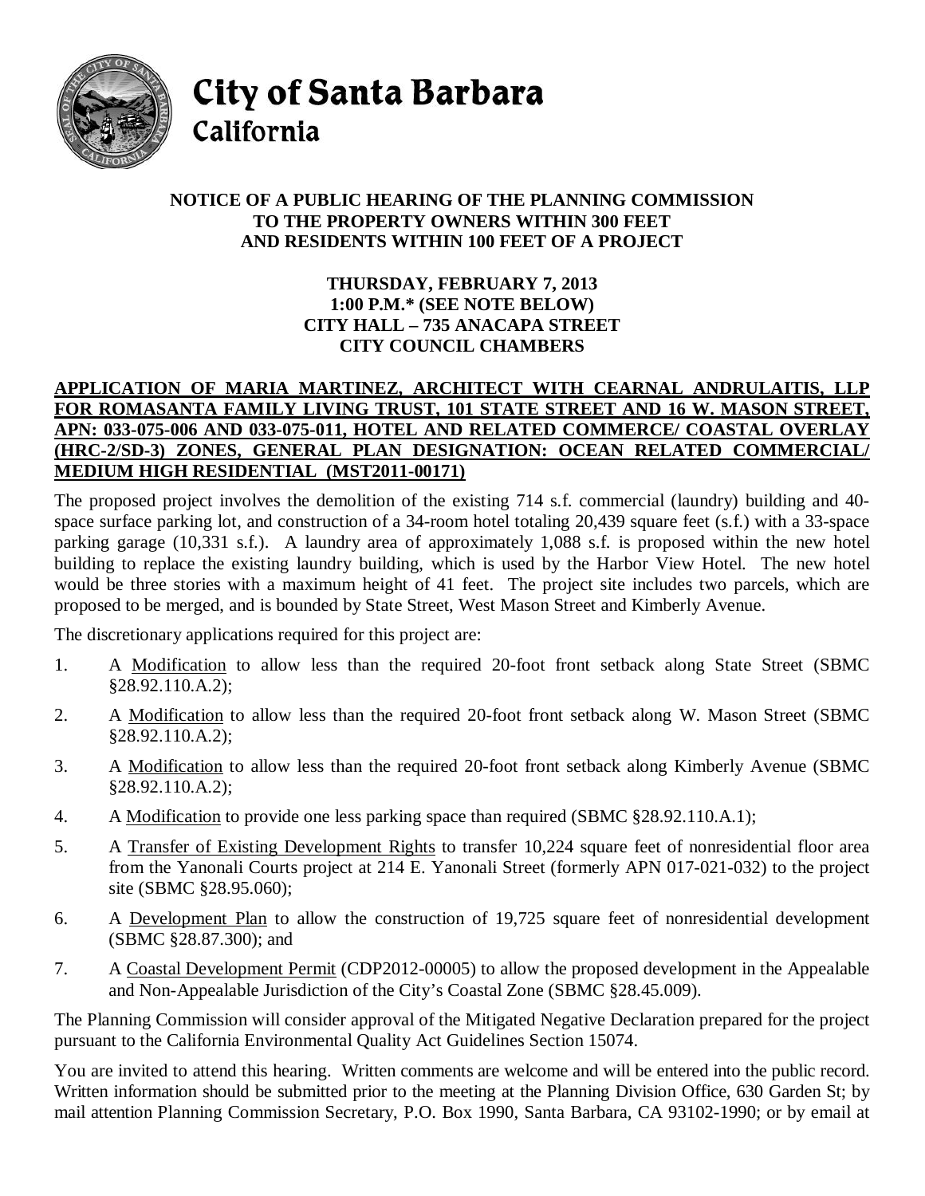# City of Santa Barbara
## California

**NOTICE OF A PUBLIC HEARING OF THE PLANNING COMMISSION TO THE PROPERTY OWNERS WITHIN 300 FEET AND RESIDENTS WITHIN 100 FEET OF A PROJECT**

**THURSDAY, FEBRUARY 7, 2013**
**1:00 P.M.* (SEE NOTE BELOW)**
**CITY HALL – 735 ANACAPA STREET**
**CITY COUNCIL CHAMBERS**

**APPLICATION OF MARIA MARTINEZ, ARCHITECT WITH CEARNAL ANDRULAITIS, LLP FOR ROMASANTA FAMILY LIVING TRUST, 101 STATE STREET AND 16 W. MASON STREET, APN: 033-075-006 AND 033-075-011, HOTEL AND RELATED COMMERCE/ COASTAL OVERLAY (HRC-2/SD-3) ZONES, GENERAL PLAN DESIGNATION: OCEAN RELATED COMMERCIAL/ MEDIUM HIGH RESIDENTIAL (MST2011-00171)**

The proposed project involves the demolition of the existing 714 s.f. commercial (laundry) building and 40-space surface parking lot, and construction of a 34-room hotel totaling 20,439 square feet (s.f.) with a 33-space parking garage (10,331 s.f.). A laundry area of approximately 1,088 s.f. is proposed within the new hotel building to replace the existing laundry building, which is used by the Harbor View Hotel. The new hotel would be three stories with a maximum height of 41 feet. The project site includes two parcels, which are proposed to be merged, and is bounded by State Street, West Mason Street and Kimberly Avenue.

The discretionary applications required for this project are:

1. A Modification to allow less than the required 20-foot front setback along State Street (SBMC §28.92.110.A.2);
2. A Modification to allow less than the required 20-foot front setback along W. Mason Street (SBMC §28.92.110.A.2);
3. A Modification to allow less than the required 20-foot front setback along Kimberly Avenue (SBMC §28.92.110.A.2);
4. A Modification to provide one less parking space than required (SBMC §28.92.110.A.1);
5. A Transfer of Existing Development Rights to transfer 10,224 square feet of nonresidential floor area from the Yanonali Courts project at 214 E. Yanonali Street (formerly APN 017-021-032) to the project site (SBMC §28.95.060);
6. A Development Plan to allow the construction of 19,725 square feet of nonresidential development (SBMC §28.87.300); and
7. A Coastal Development Permit (CDP2012-00005) to allow the proposed development in the Appealable and Non-Appealable Jurisdiction of the City's Coastal Zone (SBMC §28.45.009).

The Planning Commission will consider approval of the Mitigated Negative Declaration prepared for the project pursuant to the California Environmental Quality Act Guidelines Section 15074.

You are invited to attend this hearing. Written comments are welcome and will be entered into the public record. Written information should be submitted prior to the meeting at the Planning Division Office, 630 Garden St; by mail attention Planning Commission Secretary, P.O. Box 1990, Santa Barbara, CA 93102-1990; or by email at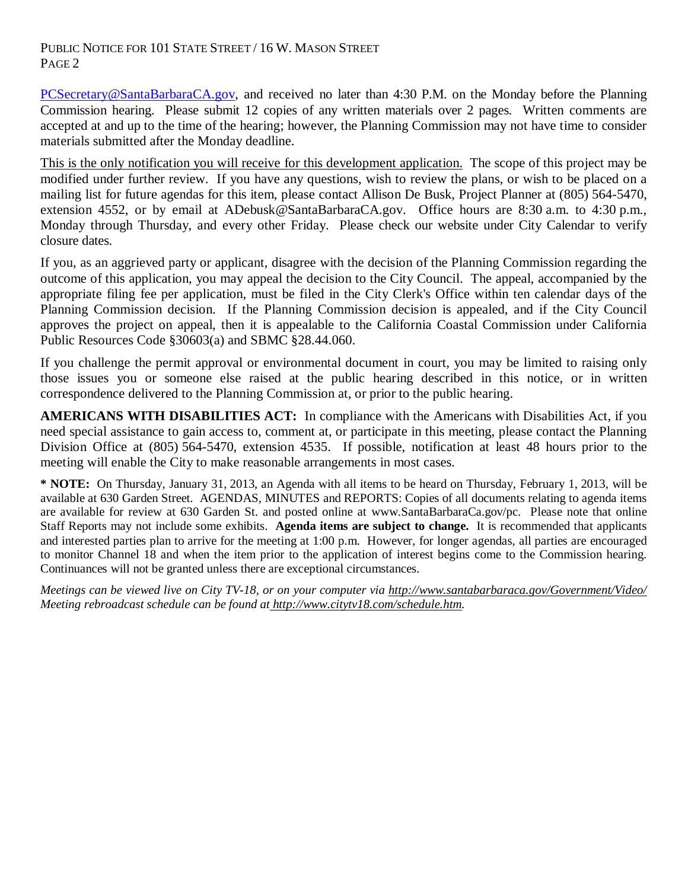PCSecretary@SantaBarbaraCA.gov, and received no later than 4:30 P.M. on the Monday before the Planning Commission hearing. Please submit 12 copies of any written materials over 2 pages. Written comments are accepted at and up to the time of the hearing; however, the Planning Commission may not have time to consider materials submitted after the Monday deadline.

This is the only notification you will receive for this development application. The scope of this project may be modified under further review. If you have any questions, wish to review the plans, or wish to be placed on a mailing list for future agendas for this item, please contact Allison De Busk, Project Planner at (805) 564-5470, extension 4552, or by email at ADebusk@SantaBarbaraCA.gov. Office hours are 8:30 a.m. to 4:30 p.m., Monday through Thursday, and every other Friday. Please check our website under City Calendar to verify closure dates.

If you, as an aggrieved party or applicant, disagree with the decision of the Planning Commission regarding the outcome of this application, you may appeal the decision to the City Council. The appeal, accompanied by the appropriate filing fee per application, must be filed in the City Clerk's Office within ten calendar days of the Planning Commission decision. If the Planning Commission decision is appealed, and if the City Council approves the project on appeal, then it is appealable to the California Coastal Commission under California Public Resources Code §30603(a) and SBMC §28.44.060.

If you challenge the permit approval or environmental document in court, you may be limited to raising only those issues you or someone else raised at the public hearing described in this notice, or in written correspondence delivered to the Planning Commission at, or prior to the public hearing.

**AMERICANS WITH DISABILITIES ACT:** In compliance with the Americans with Disabilities Act, if you need special assistance to gain access to, comment at, or participate in this meeting, please contact the Planning Division Office at (805) 564-5470, extension 4535. If possible, notification at least 48 hours prior to the meeting will enable the City to make reasonable arrangements in most cases.

**\* NOTE:** On Thursday, January 31, 2013, an Agenda with all items to be heard on Thursday, February 1, 2013, will be available at 630 Garden Street. AGENDAS, MINUTES and REPORTS: Copies of all documents relating to agenda items are available for review at 630 Garden St. and posted online at www.SantaBarbaraCa.gov/pc. Please note that online Staff Reports may not include some exhibits. **Agenda items are subject to change.** It is recommended that applicants and interested parties plan to arrive for the meeting at 1:00 p.m. However, for longer agendas, all parties are encouraged to monitor Channel 18 and when the item prior to the application of interest begins come to the Commission hearing. Continuances will not be granted unless there are exceptional circumstances.

*Meetings can be viewed live on City TV-18, or on your computer via http://www.santabarbaraca.gov/Government/Video/ Meeting rebroadcast schedule can be found at http://www.citytv18.com/schedule.htm.*